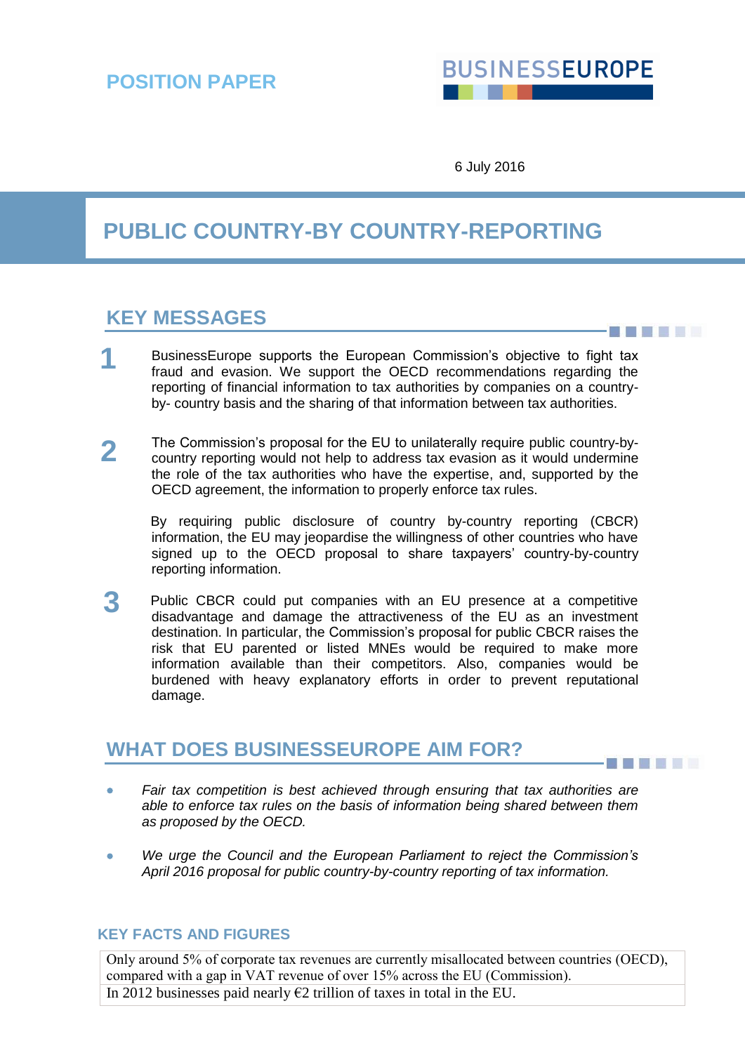POSITION PAPER

BUSINESSEUROPE

6 July 2016

# PUBLIC COUNTRY-BY COUNTRY-REPORTING

## KEY MESSAGES

**1** BusinessEurope supports the European Commission's objective to fight tax fraud and evasion. We support the OECD recommendations regarding the reporting of financial information to tax authorities by companies on a country-by- country basis and the sharing of that information between tax authorities.

**2** The Commission's proposal for the EU to unilaterally require public country-by-country reporting would not help to address tax evasion as it would undermine the role of the tax authorities who have the expertise, and, supported by the OECD agreement, the information to properly enforce tax rules.

By requiring public disclosure of country by-country reporting (CBCR) information, the EU may jeopardise the willingness of other countries who have signed up to the OECD proposal to share taxpayers' country-by-country reporting information.

**3** Public CBCR could put companies with an EU presence at a competitive disadvantage and damage the attractiveness of the EU as an investment destination. In particular, the Commission's proposal for public CBCR raises the risk that EU parented or listed MNEs would be required to make more information available than their competitors. Also, companies would be burdened with heavy explanatory efforts in order to prevent reputational damage.

## WHAT DOES BUSINESSEUROPE AIM FOR?

- *Fair tax competition is best achieved through ensuring that tax authorities are able to enforce tax rules on the basis of information being shared between them as proposed by the OECD.*
- *We urge the Council and the European Parliament to reject the Commission's April 2016 proposal for public country-by-country reporting of tax information.*

### KEY FACTS AND FIGURES

| Only around 5% of corporate tax revenues are currently misallocated between countries (OECD), compared with a gap in VAT revenue of over 15% across the EU (Commission). |
|---|
| In 2012 businesses paid nearly €2 trillion of taxes in total in the EU. |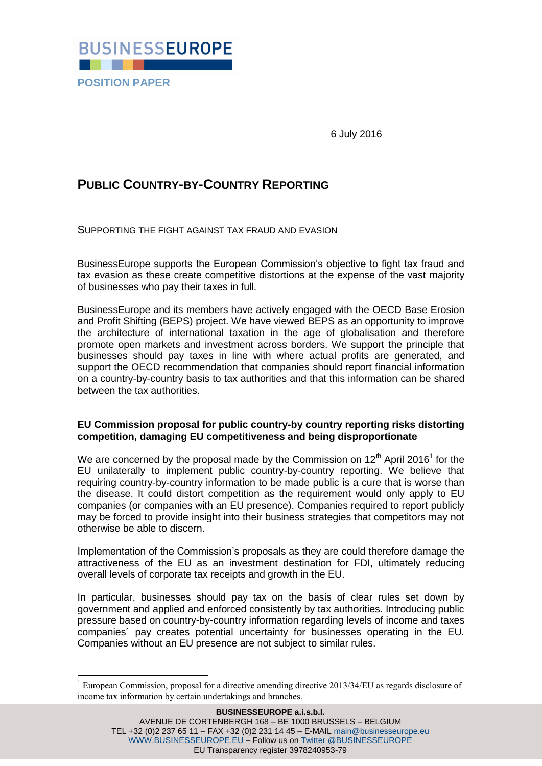**BUSINESSEUROPE**

**POSITION PAPER**

6 July 2016

# Public Country-by-Country Reporting

SUPPORTING THE FIGHT AGAINST TAX FRAUD AND EVASION

BusinessEurope supports the European Commission's objective to fight tax fraud and tax evasion as these create competitive distortions at the expense of the vast majority of businesses who pay their taxes in full.

BusinessEurope and its members have actively engaged with the OECD Base Erosion and Profit Shifting (BEPS) project. We have viewed BEPS as an opportunity to improve the architecture of international taxation in the age of globalisation and therefore promote open markets and investment across borders. We support the principle that businesses should pay taxes in line with where actual profits are generated, and support the OECD recommendation that companies should report financial information on a country-by-country basis to tax authorities and that this information can be shared between the tax authorities.

**EU Commission proposal for public country-by country reporting risks distorting competition, damaging EU competitiveness and being disproportionate**

We are concerned by the proposal made by the Commission on 12th April 2016[1] for the EU unilaterally to implement public country-by-country reporting. We believe that requiring country-by-country information to be made public is a cure that is worse than the disease. It could distort competition as the requirement would only apply to EU companies (or companies with an EU presence). Companies required to report publicly may be forced to provide insight into their business strategies that competitors may not otherwise be able to discern.

Implementation of the Commission's proposals as they are could therefore damage the attractiveness of the EU as an investment destination for FDI, ultimately reducing overall levels of corporate tax receipts and growth in the EU.

In particular, businesses should pay tax on the basis of clear rules set down by government and applied and enforced consistently by tax authorities. Introducing public pressure based on country-by-country information regarding levels of income and taxes companies´ pay creates potential uncertainty for businesses operating in the EU. Companies without an EU presence are not subject to similar rules.

[1] European Commission, proposal for a directive amending directive 2013/34/EU as regards disclosure of income tax information by certain undertakings and branches.

**BUSINESSEUROPE a.i.s.b.l.**
AVENUE DE CORTENBERGH 168 – BE 1000 BRUSSELS – BELGIUM
TEL +32 (0)2 237 65 11 – FAX +32 (0)2 231 14 45 – E-MAIL main@businesseurope.eu
WWW.BUSINESSEUROPE.EU – Follow us on Twitter @BUSINESSEUROPE
EU Transparency register 3978240953-79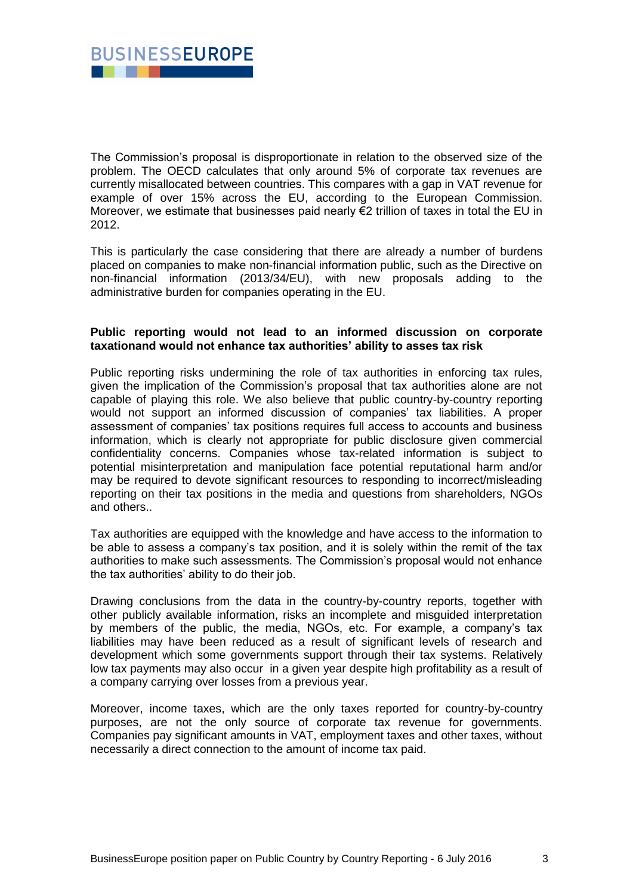The Commission's proposal is disproportionate in relation to the observed size of the problem. The OECD calculates that only around 5% of corporate tax revenues are currently misallocated between countries. This compares with a gap in VAT revenue for example of over 15% across the EU, according to the European Commission. Moreover, we estimate that businesses paid nearly €2 trillion of taxes in total the EU in 2012.

This is particularly the case considering that there are already a number of burdens placed on companies to make non-financial information public, such as the Directive on non-financial information (2013/34/EU), with new proposals adding to the administrative burden for companies operating in the EU.

**Public reporting would not lead to an informed discussion on corporate taxationand would not enhance tax authorities' ability to asses tax risk**

Public reporting risks undermining the role of tax authorities in enforcing tax rules, given the implication of the Commission's proposal that tax authorities alone are not capable of playing this role. We also believe that public country-by-country reporting would not support an informed discussion of companies' tax liabilities. A proper assessment of companies' tax positions requires full access to accounts and business information, which is clearly not appropriate for public disclosure given commercial confidentiality concerns. Companies whose tax-related information is subject to potential misinterpretation and manipulation face potential reputational harm and/or may be required to devote significant resources to responding to incorrect/misleading reporting on their tax positions in the media and questions from shareholders, NGOs and others..

Tax authorities are equipped with the knowledge and have access to the information to be able to assess a company's tax position, and it is solely within the remit of the tax authorities to make such assessments. The Commission's proposal would not enhance the tax authorities' ability to do their job.

Drawing conclusions from the data in the country-by-country reports, together with other publicly available information, risks an incomplete and misguided interpretation by members of the public, the media, NGOs, etc. For example, a company's tax liabilities may have been reduced as a result of significant levels of research and development which some governments support through their tax systems. Relatively low tax payments may also occur in a given year despite high profitability as a result of a company carrying over losses from a previous year.

Moreover, income taxes, which are the only taxes reported for country-by-country purposes, are not the only source of corporate tax revenue for governments. Companies pay significant amounts in VAT, employment taxes and other taxes, without necessarily a direct connection to the amount of income tax paid.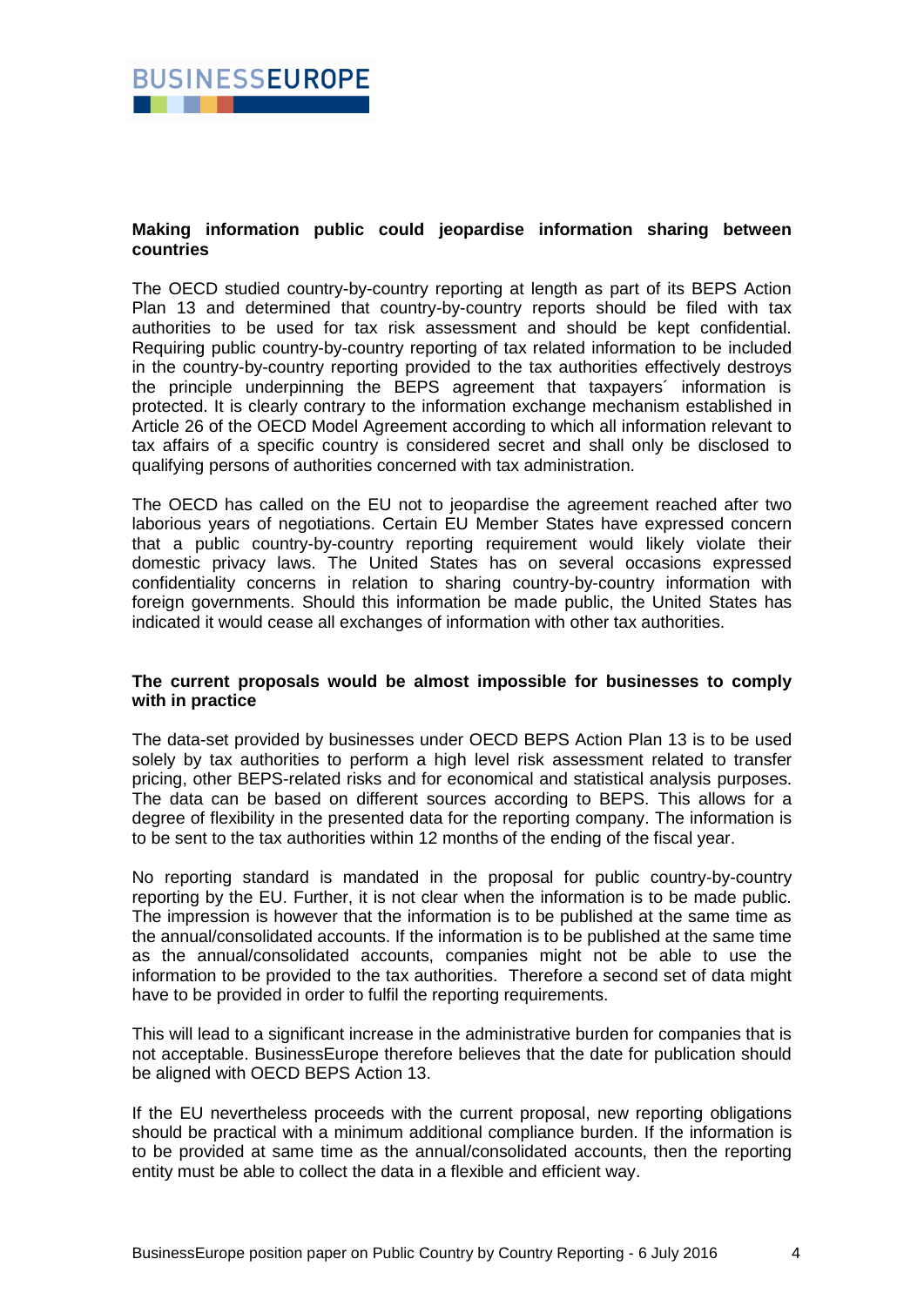**Making information public could jeopardise information sharing between countries**

The OECD studied country-by-country reporting at length as part of its BEPS Action Plan 13 and determined that country-by-country reports should be filed with tax authorities to be used for tax risk assessment and should be kept confidential. Requiring public country-by-country reporting of tax related information to be included in the country-by-country reporting provided to the tax authorities effectively destroys the principle underpinning the BEPS agreement that taxpayers´ information is protected. It is clearly contrary to the information exchange mechanism established in Article 26 of the OECD Model Agreement according to which all information relevant to tax affairs of a specific country is considered secret and shall only be disclosed to qualifying persons of authorities concerned with tax administration.

The OECD has called on the EU not to jeopardise the agreement reached after two laborious years of negotiations. Certain EU Member States have expressed concern that a public country-by-country reporting requirement would likely violate their domestic privacy laws. The United States has on several occasions expressed confidentiality concerns in relation to sharing country-by-country information with foreign governments. Should this information be made public, the United States has indicated it would cease all exchanges of information with other tax authorities.

**The current proposals would be almost impossible for businesses to comply with in practice**

The data-set provided by businesses under OECD BEPS Action Plan 13 is to be used solely by tax authorities to perform a high level risk assessment related to transfer pricing, other BEPS-related risks and for economical and statistical analysis purposes. The data can be based on different sources according to BEPS. This allows for a degree of flexibility in the presented data for the reporting company. The information is to be sent to the tax authorities within 12 months of the ending of the fiscal year.

No reporting standard is mandated in the proposal for public country-by-country reporting by the EU. Further, it is not clear when the information is to be made public. The impression is however that the information is to be published at the same time as the annual/consolidated accounts. If the information is to be published at the same time as the annual/consolidated accounts, companies might not be able to use the information to be provided to the tax authorities. Therefore a second set of data might have to be provided in order to fulfil the reporting requirements.

This will lead to a significant increase in the administrative burden for companies that is not acceptable. BusinessEurope therefore believes that the date for publication should be aligned with OECD BEPS Action 13.

If the EU nevertheless proceeds with the current proposal, new reporting obligations should be practical with a minimum additional compliance burden. If the information is to be provided at same time as the annual/consolidated accounts, then the reporting entity must be able to collect the data in a flexible and efficient way.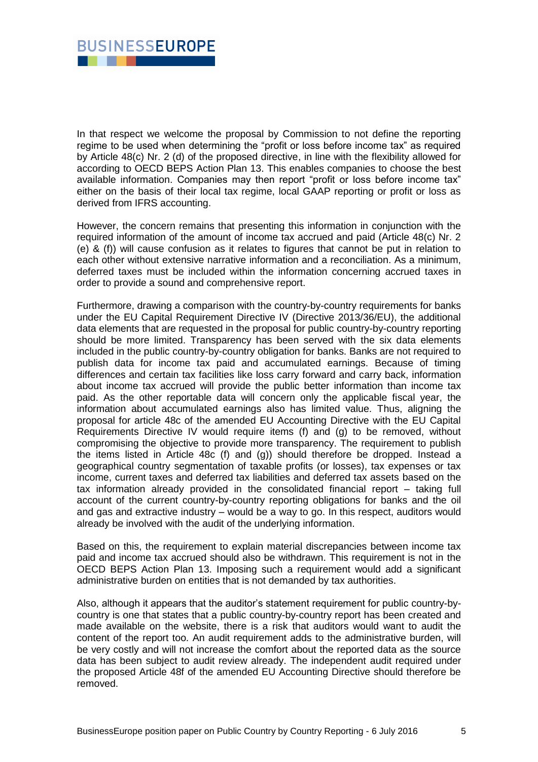In that respect we welcome the proposal by Commission to not define the reporting regime to be used when determining the "profit or loss before income tax" as required by Article 48(c) Nr. 2 (d) of the proposed directive, in line with the flexibility allowed for according to OECD BEPS Action Plan 13. This enables companies to choose the best available information. Companies may then report "profit or loss before income tax" either on the basis of their local tax regime, local GAAP reporting or profit or loss as derived from IFRS accounting.

However, the concern remains that presenting this information in conjunction with the required information of the amount of income tax accrued and paid (Article 48(c) Nr. 2 (e) & (f)) will cause confusion as it relates to figures that cannot be put in relation to each other without extensive narrative information and a reconciliation. As a minimum, deferred taxes must be included within the information concerning accrued taxes in order to provide a sound and comprehensive report.

Furthermore, drawing a comparison with the country-by-country requirements for banks under the EU Capital Requirement Directive IV (Directive 2013/36/EU), the additional data elements that are requested in the proposal for public country-by-country reporting should be more limited. Transparency has been served with the six data elements included in the public country-by-country obligation for banks. Banks are not required to publish data for income tax paid and accumulated earnings. Because of timing differences and certain tax facilities like loss carry forward and carry back, information about income tax accrued will provide the public better information than income tax paid. As the other reportable data will concern only the applicable fiscal year, the information about accumulated earnings also has limited value. Thus, aligning the proposal for article 48c of the amended EU Accounting Directive with the EU Capital Requirements Directive IV would require items (f) and (g) to be removed, without compromising the objective to provide more transparency. The requirement to publish the items listed in Article 48c (f) and (g)) should therefore be dropped. Instead a geographical country segmentation of taxable profits (or losses), tax expenses or tax income, current taxes and deferred tax liabilities and deferred tax assets based on the tax information already provided in the consolidated financial report – taking full account of the current country-by-country reporting obligations for banks and the oil and gas and extractive industry – would be a way to go. In this respect, auditors would already be involved with the audit of the underlying information.

Based on this, the requirement to explain material discrepancies between income tax paid and income tax accrued should also be withdrawn. This requirement is not in the OECD BEPS Action Plan 13. Imposing such a requirement would add a significant administrative burden on entities that is not demanded by tax authorities.

Also, although it appears that the auditor's statement requirement for public country-by-country is one that states that a public country-by-country report has been created and made available on the website, there is a risk that auditors would want to audit the content of the report too. An audit requirement adds to the administrative burden, will be very costly and will not increase the comfort about the reported data as the source data has been subject to audit review already. The independent audit required under the proposed Article 48f of the amended EU Accounting Directive should therefore be removed.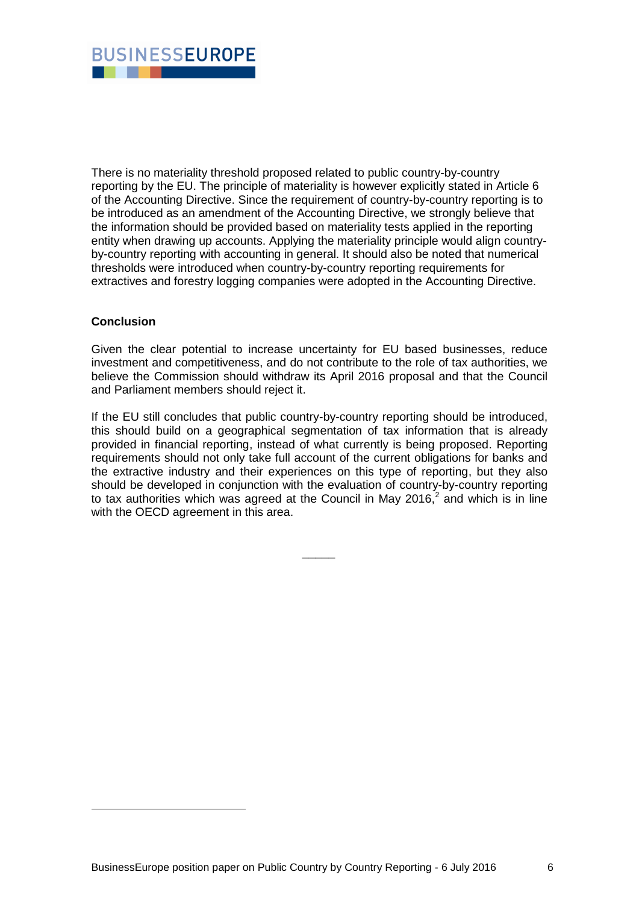There is no materiality threshold proposed related to public country-by-country reporting by the EU. The principle of materiality is however explicitly stated in Article 6 of the Accounting Directive. Since the requirement of country-by-country reporting is to be introduced as an amendment of the Accounting Directive, we strongly believe that the information should be provided based on materiality tests applied in the reporting entity when drawing up accounts. Applying the materiality principle would align country-by-country reporting with accounting in general. It should also be noted that numerical thresholds were introduced when country-by-country reporting requirements for extractives and forestry logging companies were adopted in the Accounting Directive.

**Conclusion**

Given the clear potential to increase uncertainty for EU based businesses, reduce investment and competitiveness, and do not contribute to the role of tax authorities, we believe the Commission should withdraw its April 2016 proposal and that the Council and Parliament members should reject it.

If the EU still concludes that public country-by-country reporting should be introduced, this should build on a geographical segmentation of tax information that is already provided in financial reporting, instead of what currently is being proposed. Reporting requirements should not only take full account of the current obligations for banks and the extractive industry and their experiences on this type of reporting, but they also should be developed in conjunction with the evaluation of country-by-country reporting to tax authorities which was agreed at the Council in May 2016,[2] and which is in line with the OECD agreement in this area.

\_\_\_\_\_